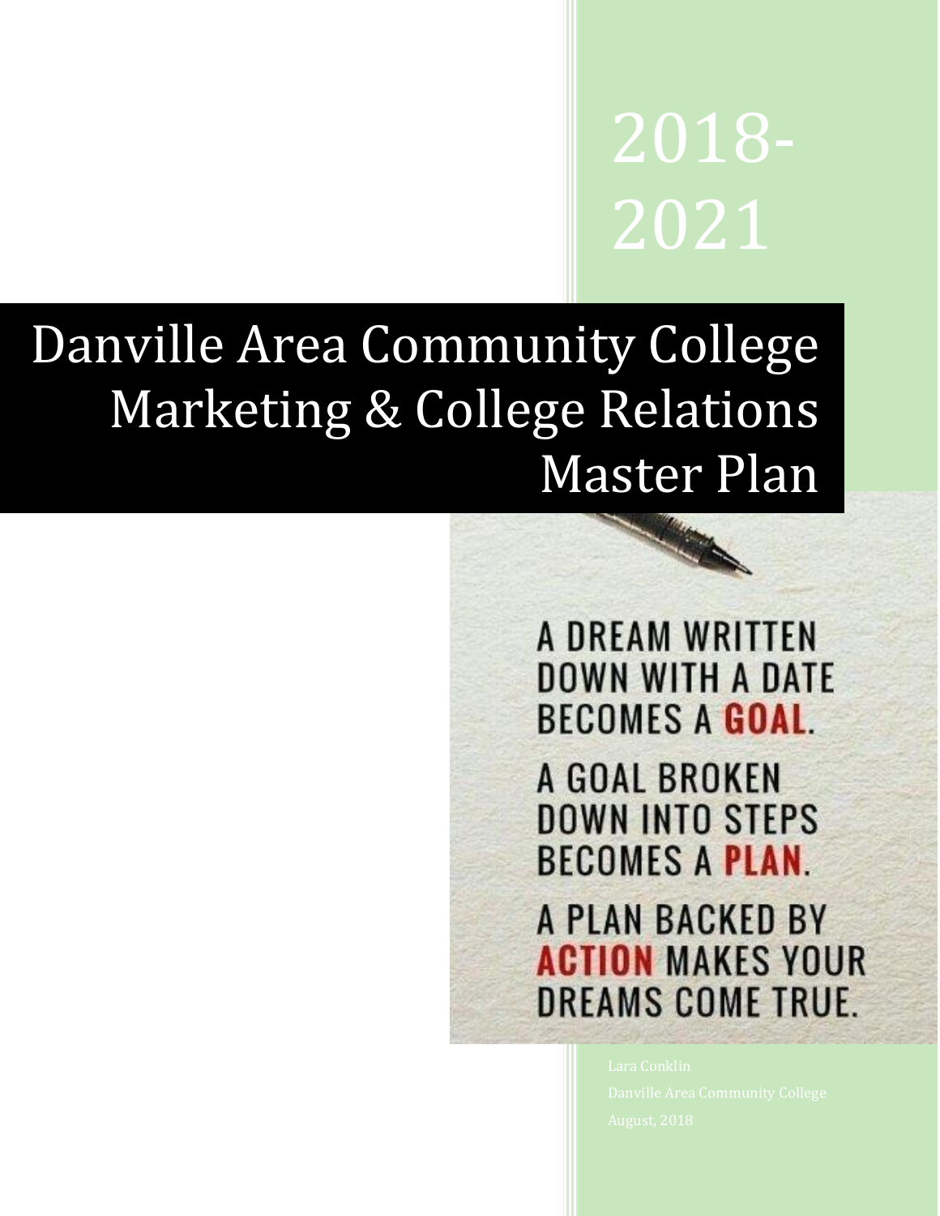2018-2021

# Danville Area Community College Marketing & College Relations Master Plan

A DREAM WRITTEN DOWN WITH A DATE BECOMES A **GOAL**.

A GOAL BROKEN DOWN INTO STEPS BECOMES A **PLAN**.

A PLAN BACKED BY **ACTION** MAKES YOUR DREAMS COME TRUE.

Lara Conklin

Danville Area Community College

August, 2018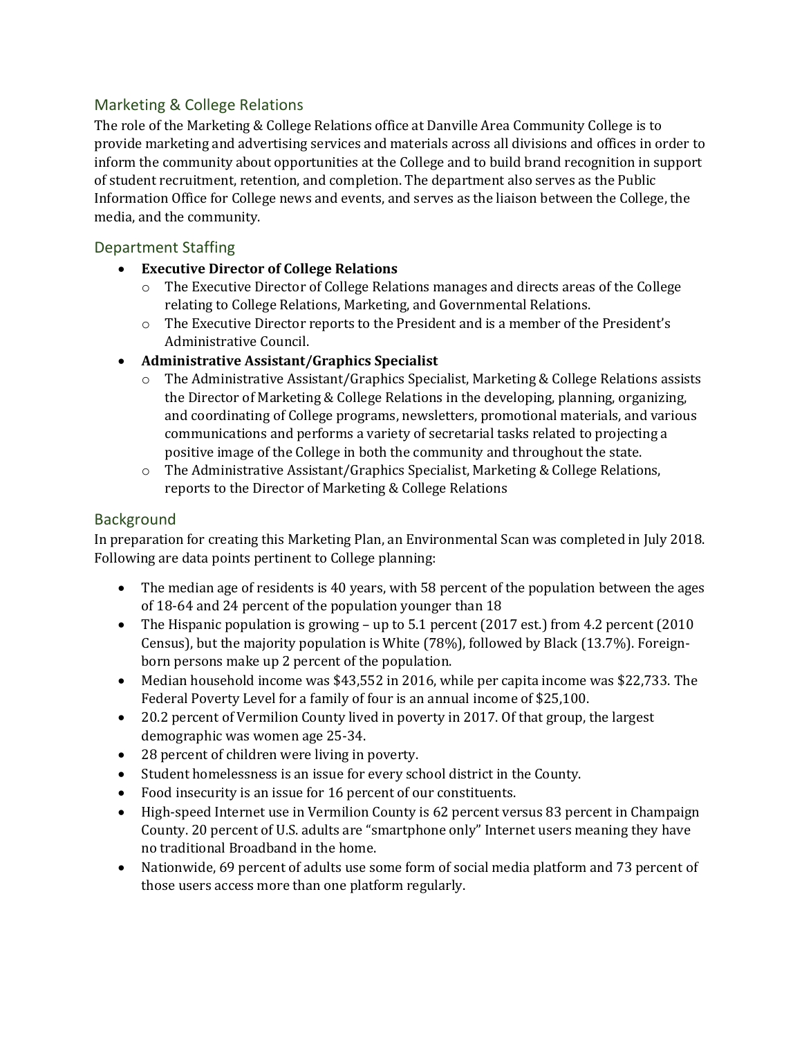## Marketing & College Relations

The role of the Marketing & College Relations office at Danville Area Community College is to provide marketing and advertising services and materials across all divisions and offices in order to inform the community about opportunities at the College and to build brand recognition in support of student recruitment, retention, and completion. The department also serves as the Public Information Office for College news and events, and serves as the liaison between the College, the media, and the community.

## Department Staffing

- **Executive Director of College Relations**
  - The Executive Director of College Relations manages and directs areas of the College relating to College Relations, Marketing, and Governmental Relations.
  - The Executive Director reports to the President and is a member of the President's Administrative Council.
- **Administrative Assistant/Graphics Specialist**
  - The Administrative Assistant/Graphics Specialist, Marketing & College Relations assists the Director of Marketing & College Relations in the developing, planning, organizing, and coordinating of College programs, newsletters, promotional materials, and various communications and performs a variety of secretarial tasks related to projecting a positive image of the College in both the community and throughout the state.
  - The Administrative Assistant/Graphics Specialist, Marketing & College Relations, reports to the Director of Marketing & College Relations

## Background

In preparation for creating this Marketing Plan, an Environmental Scan was completed in July 2018. Following are data points pertinent to College planning:

- The median age of residents is 40 years, with 58 percent of the population between the ages of 18-64 and 24 percent of the population younger than 18
- The Hispanic population is growing – up to 5.1 percent (2017 est.) from 4.2 percent (2010 Census), but the majority population is White (78%), followed by Black (13.7%). Foreign-born persons make up 2 percent of the population.
- Median household income was $43,552 in 2016, while per capita income was $22,733. The Federal Poverty Level for a family of four is an annual income of $25,100.
- 20.2 percent of Vermilion County lived in poverty in 2017. Of that group, the largest demographic was women age 25-34.
- 28 percent of children were living in poverty.
- Student homelessness is an issue for every school district in the County.
- Food insecurity is an issue for 16 percent of our constituents.
- High-speed Internet use in Vermilion County is 62 percent versus 83 percent in Champaign County. 20 percent of U.S. adults are "smartphone only" Internet users meaning they have no traditional Broadband in the home.
- Nationwide, 69 percent of adults use some form of social media platform and 73 percent of those users access more than one platform regularly.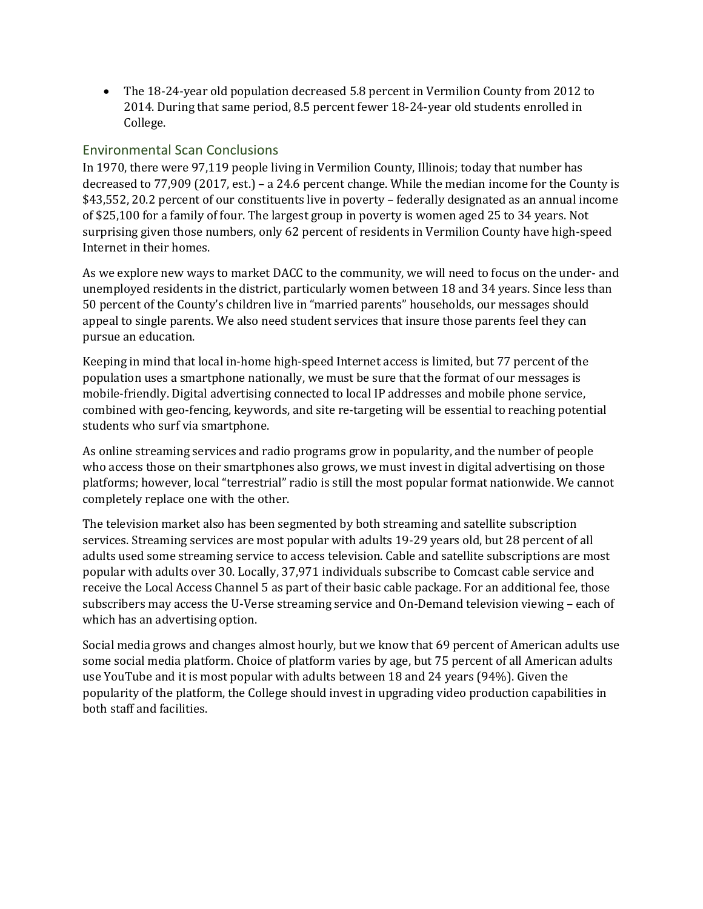- The 18-24-year old population decreased 5.8 percent in Vermilion County from 2012 to 2014. During that same period, 8.5 percent fewer 18-24-year old students enrolled in College.

## Environmental Scan Conclusions

In 1970, there were 97,119 people living in Vermilion County, Illinois; today that number has decreased to 77,909 (2017, est.) – a 24.6 percent change. While the median income for the County is $43,552, 20.2 percent of our constituents live in poverty – federally designated as an annual income of $25,100 for a family of four. The largest group in poverty is women aged 25 to 34 years. Not surprising given those numbers, only 62 percent of residents in Vermilion County have high-speed Internet in their homes.

As we explore new ways to market DACC to the community, we will need to focus on the under- and unemployed residents in the district, particularly women between 18 and 34 years. Since less than 50 percent of the County's children live in "married parents" households, our messages should appeal to single parents. We also need student services that insure those parents feel they can pursue an education.

Keeping in mind that local in-home high-speed Internet access is limited, but 77 percent of the population uses a smartphone nationally, we must be sure that the format of our messages is mobile-friendly. Digital advertising connected to local IP addresses and mobile phone service, combined with geo-fencing, keywords, and site re-targeting will be essential to reaching potential students who surf via smartphone.

As online streaming services and radio programs grow in popularity, and the number of people who access those on their smartphones also grows, we must invest in digital advertising on those platforms; however, local "terrestrial" radio is still the most popular format nationwide. We cannot completely replace one with the other.

The television market also has been segmented by both streaming and satellite subscription services. Streaming services are most popular with adults 19-29 years old, but 28 percent of all adults used some streaming service to access television. Cable and satellite subscriptions are most popular with adults over 30. Locally, 37,971 individuals subscribe to Comcast cable service and receive the Local Access Channel 5 as part of their basic cable package. For an additional fee, those subscribers may access the U-Verse streaming service and On-Demand television viewing – each of which has an advertising option.

Social media grows and changes almost hourly, but we know that 69 percent of American adults use some social media platform. Choice of platform varies by age, but 75 percent of all American adults use YouTube and it is most popular with adults between 18 and 24 years (94%). Given the popularity of the platform, the College should invest in upgrading video production capabilities in both staff and facilities.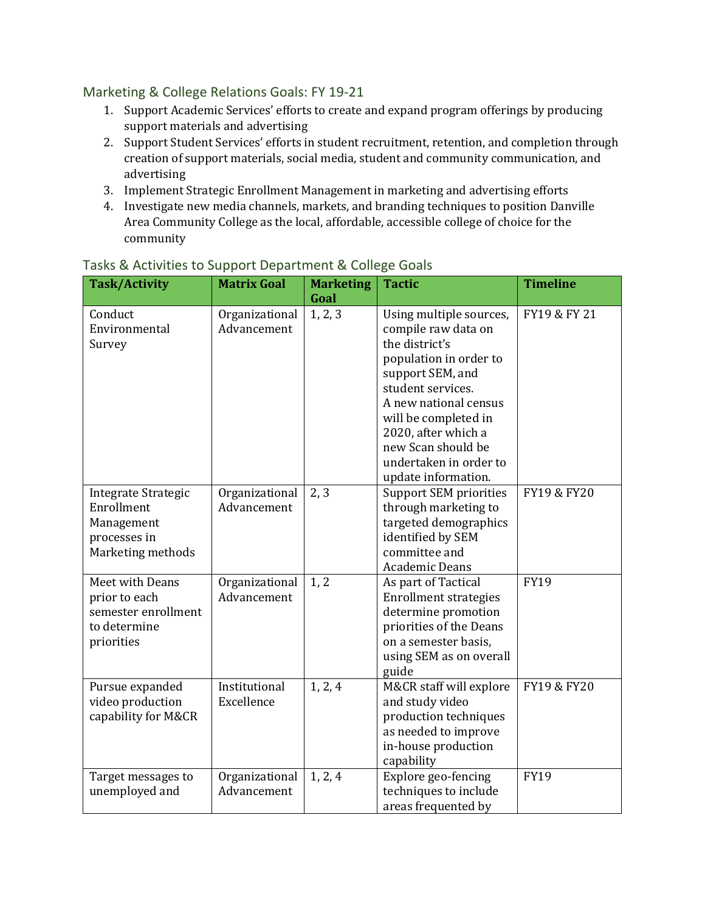## Marketing & College Relations Goals: FY 19-21

1. Support Academic Services' efforts to create and expand program offerings by producing support materials and advertising
2. Support Student Services' efforts in student recruitment, retention, and completion through creation of support materials, social media, student and community communication, and advertising
3. Implement Strategic Enrollment Management in marketing and advertising efforts
4. Investigate new media channels, markets, and branding techniques to position Danville Area Community College as the local, affordable, accessible college of choice for the community

## Tasks & Activities to Support Department & College Goals

| Task/Activity | Matrix Goal | Marketing Goal | Tactic | Timeline |
|---|---|---|---|---|
| Conduct Environmental Survey | Organizational Advancement | 1, 2, 3 | Using multiple sources, compile raw data on the district's population in order to support SEM, and student services. A new national census will be completed in 2020, after which a new Scan should be undertaken in order to update information. | FY19 & FY 21 |
| Integrate Strategic Enrollment Management processes in Marketing methods | Organizational Advancement | 2, 3 | Support SEM priorities through marketing to targeted demographics identified by SEM committee and Academic Deans | FY19 & FY20 |
| Meet with Deans prior to each semester enrollment to determine priorities | Organizational Advancement | 1, 2 | As part of Tactical Enrollment strategies determine promotion priorities of the Deans on a semester basis, using SEM as on overall guide | FY19 |
| Pursue expanded video production capability for M&CR | Institutional Excellence | 1, 2, 4 | M&CR staff will explore and study video production techniques as needed to improve in-house production capability | FY19 & FY20 |
| Target messages to unemployed and | Organizational Advancement | 1, 2, 4 | Explore geo-fencing techniques to include areas frequented by | FY19 |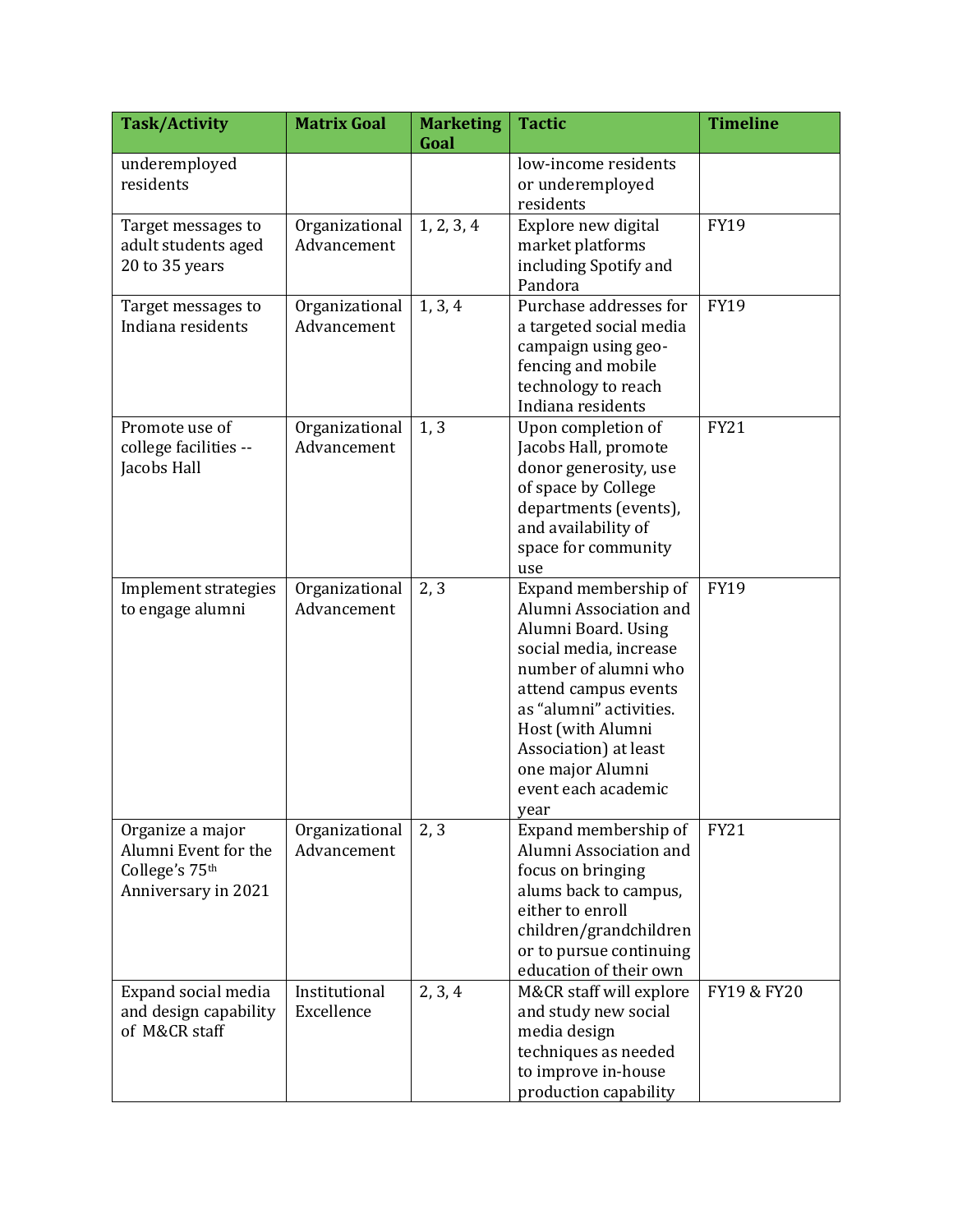| Task/Activity | Matrix Goal | Marketing Goal | Tactic | Timeline |
|---|---|---|---|---|
| underemployed residents | | | low-income residents or underemployed residents | |
| Target messages to adult students aged 20 to 35 years | Organizational Advancement | 1, 2, 3, 4 | Explore new digital market platforms including Spotify and Pandora | FY19 |
| Target messages to Indiana residents | Organizational Advancement | 1, 3, 4 | Purchase addresses for a targeted social media campaign using geo-fencing and mobile technology to reach Indiana residents | FY19 |
| Promote use of college facilities -- Jacobs Hall | Organizational Advancement | 1, 3 | Upon completion of Jacobs Hall, promote donor generosity, use of space by College departments (events), and availability of space for community use | FY21 |
| Implement strategies to engage alumni | Organizational Advancement | 2, 3 | Expand membership of Alumni Association and Alumni Board. Using social media, increase number of alumni who attend campus events as "alumni" activities. Host (with Alumni Association) at least one major Alumni event each academic year | FY19 |
| Organize a major Alumni Event for the College's 75th Anniversary in 2021 | Organizational Advancement | 2, 3 | Expand membership of Alumni Association and focus on bringing alums back to campus, either to enroll children/grandchildren or to pursue continuing education of their own | FY21 |
| Expand social media and design capability of M&CR staff | Institutional Excellence | 2, 3, 4 | M&CR staff will explore and study new social media design techniques as needed to improve in-house production capability | FY19 & FY20 |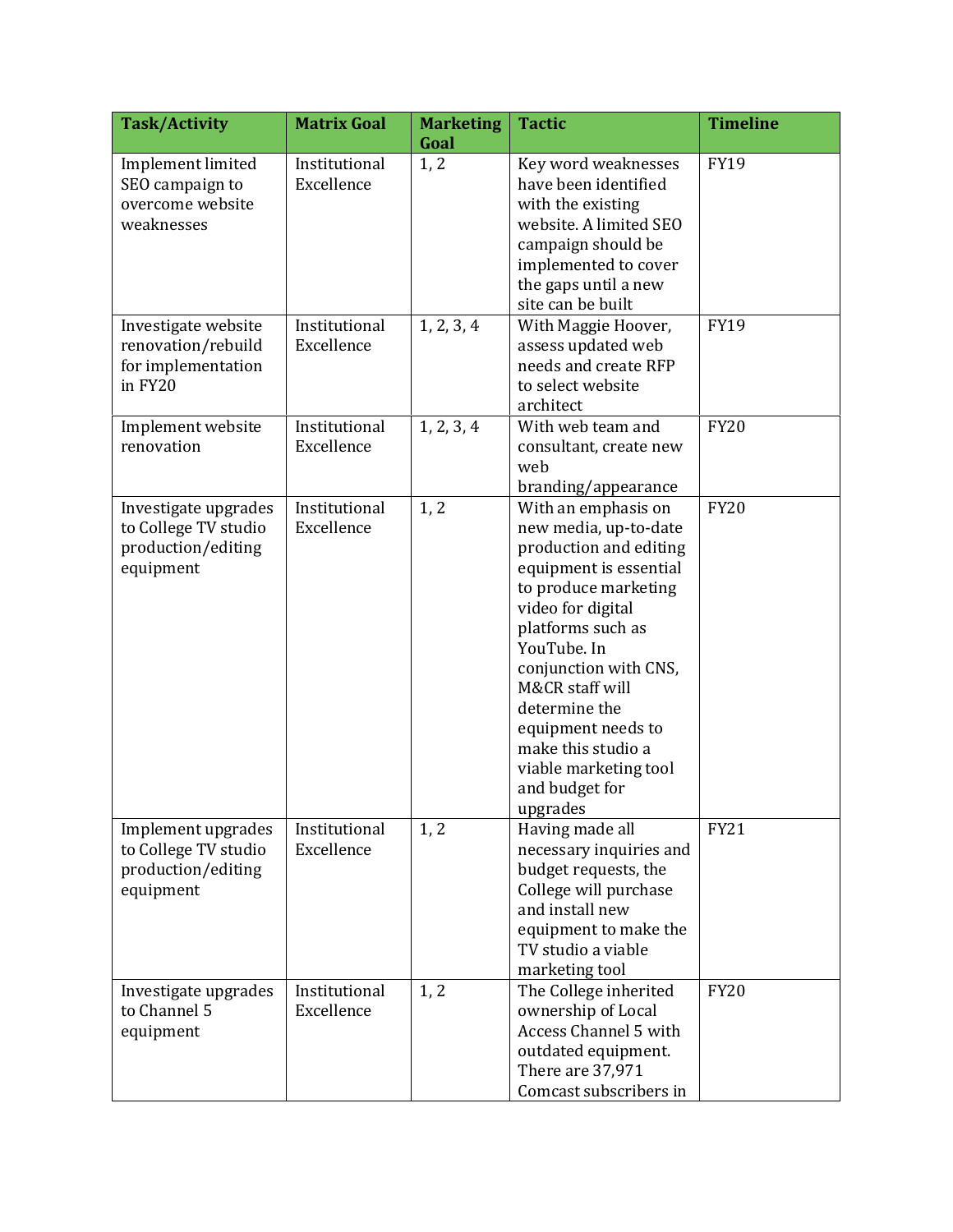| Task/Activity | Matrix Goal | Marketing Goal | Tactic | Timeline |
| --- | --- | --- | --- | --- |
| Implement limited SEO campaign to overcome website weaknesses | Institutional Excellence | 1, 2 | Key word weaknesses have been identified with the existing website. A limited SEO campaign should be implemented to cover the gaps until a new site can be built | FY19 |
| Investigate website renovation/rebuild for implementation in FY20 | Institutional Excellence | 1, 2, 3, 4 | With Maggie Hoover, assess updated web needs and create RFP to select website architect | FY19 |
| Implement website renovation | Institutional Excellence | 1, 2, 3, 4 | With web team and consultant, create new web branding/appearance | FY20 |
| Investigate upgrades to College TV studio production/editing equipment | Institutional Excellence | 1, 2 | With an emphasis on new media, up-to-date production and editing equipment is essential to produce marketing video for digital platforms such as YouTube. In conjunction with CNS, M&CR staff will determine the equipment needs to make this studio a viable marketing tool and budget for upgrades | FY20 |
| Implement upgrades to College TV studio production/editing equipment | Institutional Excellence | 1, 2 | Having made all necessary inquiries and budget requests, the College will purchase and install new equipment to make the TV studio a viable marketing tool | FY21 |
| Investigate upgrades to Channel 5 equipment | Institutional Excellence | 1, 2 | The College inherited ownership of Local Access Channel 5 with outdated equipment. There are 37,971 Comcast subscribers in | FY20 |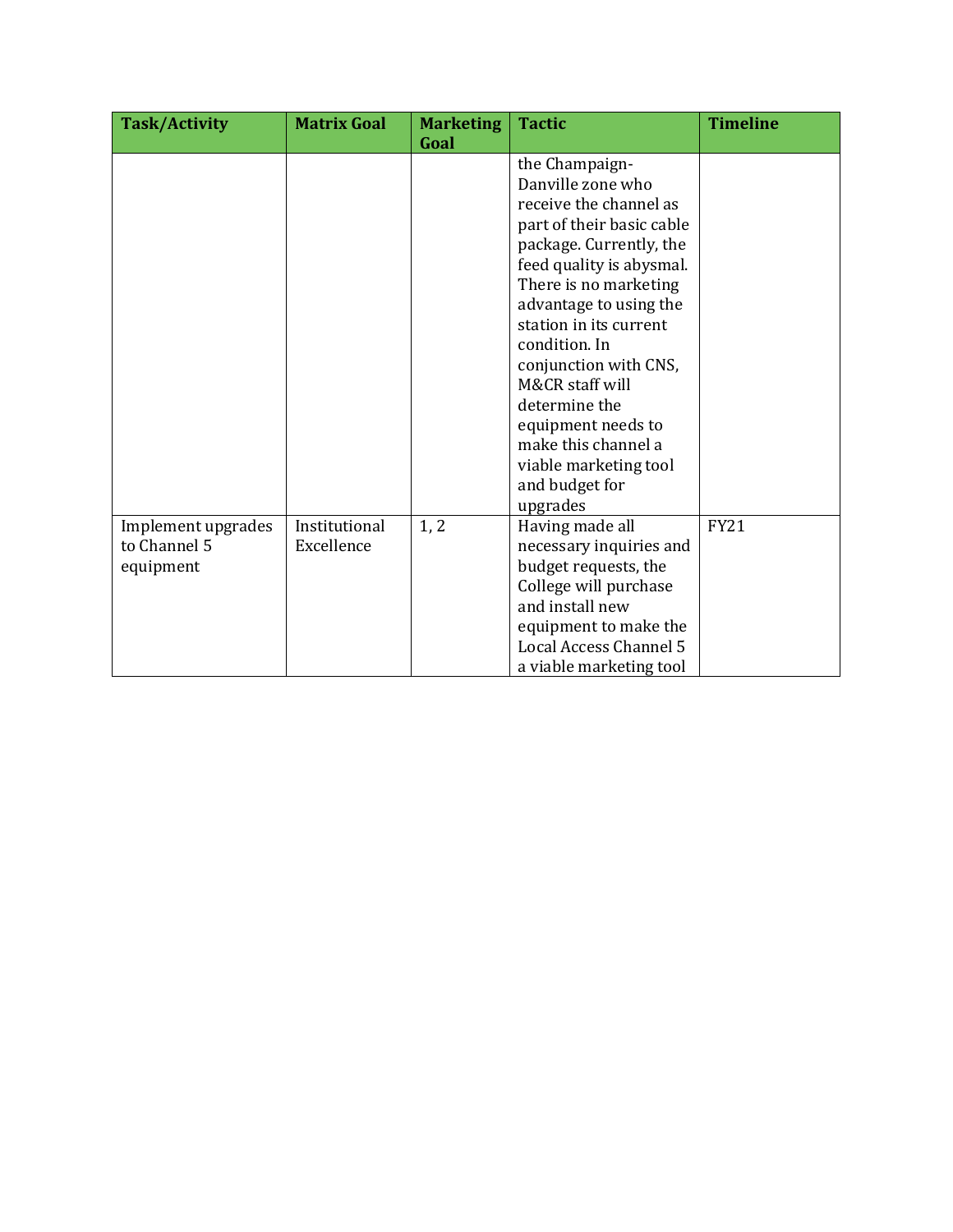| Task/Activity | Matrix Goal | Marketing Goal | Tactic | Timeline |
|---|---|---|---|---|
| | | | the Champaign-Danville zone who receive the channel as part of their basic cable package. Currently, the feed quality is abysmal. There is no marketing advantage to using the station in its current condition. In conjunction with CNS, M&CR staff will determine the equipment needs to make this channel a viable marketing tool and budget for upgrades | |
| Implement upgrades to Channel 5 equipment | Institutional Excellence | 1, 2 | Having made all necessary inquiries and budget requests, the College will purchase and install new equipment to make the Local Access Channel 5 a viable marketing tool | FY21 |